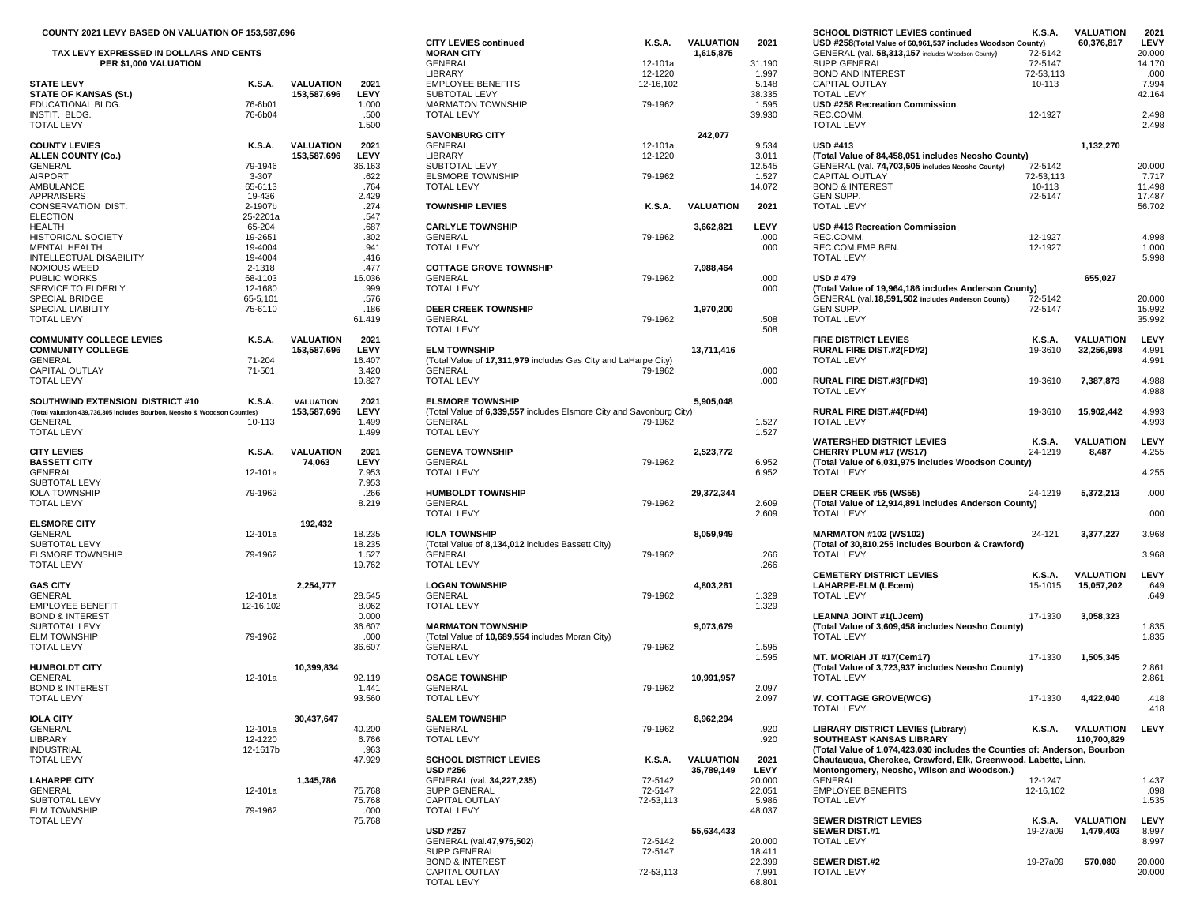**COUNTY 2021 LEVY BASED ON VALUATION OF 153,587,696**

**TAX LEVY EXPRESSED IN DOLLARS AND CENTS PER $1,000 VALUATION**

| STATE LEVY | K.S.A. | VALUATION | 2021 |
|---|---|---|---|
| **STATE OF KANSAS (St.)** | | 153,587,696 | LEVY |
| EDUCATIONAL BLDG. | 76-6b01 | | 1.000 |
| INSTIT. BLDG. | 76-6b04 | | .500 |
| TOTAL LEVY | | | 1.500 |

| COUNTY LEVIES | K.S.A. | VALUATION | 2021 |
|---|---|---|---|
| **ALLEN COUNTY (Co.)** | | 153,587,696 | LEVY |
| GENERAL | 79-1946 | | 36.163 |
| AIRPORT | 3-307 | | .622 |
| AMBULANCE | 65-6113 | | .764 |
| APPRAISERS | 19-436 | | 2.429 |
| CONSERVATION DIST. | 2-1907b | | .274 |
| ELECTION | 25-2201a | | .547 |
| HEALTH | 65-204 | | .687 |
| HISTORICAL SOCIETY | 19-2651 | | .302 |
| MENTAL HEALTH | 19-4004 | | .941 |
| INTELLECTUAL DISABILITY | 19-4004 | | .416 |
| NOXIOUS WEED | 2-1318 | | .477 |
| PUBLIC WORKS | 68-1103 | | 16.036 |
| SERVICE TO ELDERLY | 12-1680 | | .999 |
| SPECIAL BRIDGE | 65-5,101 | | .576 |
| SPECIAL LIABILITY | 75-6110 | | .186 |
| TOTAL LEVY | | | 61.419 |

| COMMUNITY COLLEGE LEVIES | K.S.A. | VALUATION | 2021 |
|---|---|---|---|
| **COMMUNITY COLLEGE** | | 153,587,696 | LEVY |
| GENERAL | 71-204 | | 16.407 |
| CAPITAL OUTLAY | 71-501 | | 3.420 |
| TOTAL LEVY | | | 19.827 |

| SOUTHWIND EXTENSION DISTRICT #10 | K.S.A. | VALUATION | 2021 |
|---|---|---|---|
| (Total valuation 439,736,305 includes Bourbon, Neosho & Woodson Counties) | | 153,587,696 | LEVY |
| GENERAL | 10-113 | | 1.499 |
| TOTAL LEVY | | | 1.499 |

| CITY LEVIES | K.S.A. | VALUATION | 2021 |
|---|---|---|---|
| **BASSETT CITY** | | 74,063 | LEVY |
| GENERAL | 12-101a | | 7.953 |
| SUBTOTAL LEVY | | | 7.953 |
| IOLA TOWNSHIP | 79-1962 | | .266 |
| TOTAL LEVY | | | 8.219 |
| **ELSMORE CITY** | | 192,432 | |
| GENERAL | 12-101a | | 18.235 |
| SUBTOTAL LEVY | | | 18.235 |
| ELSMORE TOWNSHIP | 79-1962 | | 1.527 |
| TOTAL LEVY | | | 19.762 |
| **GAS CITY** | | 2,254,777 | |
| GENERAL | 12-101a | | 28.545 |
| EMPLOYEE BENEFIT | 12-16,102 | | 8.062 |
| BOND & INTEREST | | | 0.000 |
| SUBTOTAL LEVY | | | 36.607 |
| ELM TOWNSHIP | 79-1962 | | .000 |
| TOTAL LEVY | | | 36.607 |
| **HUMBOLDT CITY** | | 10,399,834 | |
| GENERAL | 12-101a | | 92.119 |
| BOND & INTEREST | | | 1.441 |
| TOTAL LEVY | | | 93.560 |
| **IOLA CITY** | | 30,437,647 | |
| GENERAL | 12-101a | | 40.200 |
| LIBRARY | 12-1220 | | 6.766 |
| INDUSTRIAL | 12-1617b | | .963 |
| TOTAL LEVY | | | 47.929 |
| **LAHARPE CITY** | | 1,345,786 | |
| GENERAL | 12-101a | | 75.768 |
| SUBTOTAL LEVY | | | 75.768 |
| ELM TOWNSHIP | 79-1962 | | .000 |
| TOTAL LEVY | | | 75.768 |

| CITY LEVIES continued | K.S.A. | VALUATION | 2021 |
|---|---|---|---|
| **MORAN CITY** | | 1,615,875 | |
| GENERAL | 12-101a | | 31.190 |
| LIBRARY | 12-1220 | | 1.997 |
| EMPLOYEE BENEFITS | 12-16,102 | | 5.148 |
| SUBTOTAL LEVY | | | 38.335 |
| MARMATON TOWNSHIP | 79-1962 | | 1.595 |
| TOTAL LEVY | | | 39.930 |
| **SAVONBURG CITY** | | 242,077 | |
| GENERAL | 12-101a | | 9.534 |
| LIBRARY | 12-1220 | | 3.011 |
| SUBTOTAL LEVY | | | 12.545 |
| ELSMORE TOWNSHIP | 79-1962 | | 1.527 |
| TOTAL LEVY | | | 14.072 |

| TOWNSHIP LEVIES | K.S.A. | VALUATION | 2021 |
|---|---|---|---|
| **CARLYLE TOWNSHIP** | | 3,662,821 | LEVY |
| GENERAL | 79-1962 | | .000 |
| TOTAL LEVY | | | .000 |
| **COTTAGE GROVE TOWNSHIP** | | 7,988,464 | |
| GENERAL | 79-1962 | | .000 |
| TOTAL LEVY | | | .000 |
| **DEER CREEK TOWNSHIP** | | 1,970,200 | |
| GENERAL | 79-1962 | | .508 |
| TOTAL LEVY | | | .508 |
| **ELM TOWNSHIP** | | 13,711,416 | |
| (Total Value of **17,311,979** includes Gas City and LaHarpe City) | | | |
| GENERAL | 79-1962 | | .000 |
| TOTAL LEVY | | | .000 |
| **ELSMORE TOWNSHIP** | | 5,905,048 | |
| (Total Value of **6,339,557** includes Elsmore City and Savonburg City) | | | |
| GENERAL | 79-1962 | | 1.527 |
| TOTAL LEVY | | | 1.527 |
| **GENEVA TOWNSHIP** | | 2,523,772 | |
| GENERAL | 79-1962 | | 6.952 |
| TOTAL LEVY | | | 6.952 |
| **HUMBOLDT TOWNSHIP** | | 29,372,344 | |
| GENERAL | 79-1962 | | 2.609 |
| TOTAL LEVY | | | 2.609 |
| **IOLA TOWNSHIP** | | 8,059,949 | |
| (Total Value of **8,134,012** includes Bassett City) | | | |
| GENERAL | 79-1962 | | .266 |
| TOTAL LEVY | | | .266 |
| **LOGAN TOWNSHIP** | | 4,803,261 | |
| GENERAL | 79-1962 | | 1.329 |
| TOTAL LEVY | | | 1.329 |
| **MARMATON TOWNSHIP** | | 9,073,679 | |
| (Total Value of **10,689,554** includes Moran City) | | | |
| GENERAL | 79-1962 | | 1.595 |
| TOTAL LEVY | | | 1.595 |
| **OSAGE TOWNSHIP** | | 10,991,957 | |
| GENERAL | 79-1962 | | 2.097 |
| TOTAL LEVY | | | 2.097 |
| **SALEM TOWNSHIP** | | 8,962,294 | |
| GENERAL | 79-1962 | | .920 |
| TOTAL LEVY | | | .920 |

| SCHOOL DISTRICT LEVIES | K.S.A. | VALUATION | 2021 |
|---|---|---|---|
| **USD #256** | | 35,789,149 | LEVY |
| GENERAL (val. **34,227,235**) | 72-5142 | | 20.000 |
| SUPP GENERAL | 72-5147 | | 22.051 |
| CAPITAL OUTLAY | 72-53,113 | | 5.986 |
| TOTAL LEVY | | | 48.037 |
| **USD #257** | | 55,634,433 | |
| GENERAL (val.**47,975,502**) | 72-5142 | | 20.000 |
| SUPP GENERAL | 72-5147 | | 18.411 |
| BOND & INTEREST | | | 22.399 |
| CAPITAL OUTLAY | 72-53,113 | | 7.991 |
| TOTAL LEVY | | | 68.801 |

| SCHOOL DISTRICT LEVIES continued | K.S.A. | VALUATION | 2021 |
|---|---|---|---|
| **USD #258**(Total Value of 60,961,537 includes Woodson County) | | 60,376,817 | LEVY |
| GENERAL (val. **58,313,157** includes Woodson County) | 72-5142 | | 20.000 |
| SUPP GENERAL | 72-5147 | | 14.170 |
| BOND AND INTEREST | 72-53,113 | | .000 |
| CAPITAL OUTLAY | 10-113 | | 7.994 |
| TOTAL LEVY | | | 42.164 |
| **USD #258 Recreation Commission** | | | |
| REC.COMM. | 12-1927 | | 2.498 |
| TOTAL LEVY | | | 2.498 |
| **USD #413** | | 1,132,270 | |
| **(Total Value of 84,458,051 includes Neosho County)** | | | |
| GENERAL (val. **74,703,505** includes Neosho County) | 72-5142 | | 20.000 |
| CAPITAL OUTLAY | 72-53,113 | | 7.717 |
| BOND & INTEREST | 10-113 | | 11.498 |
| GEN.SUPP. | 72-5147 | | 17.487 |
| TOTAL LEVY | | | 56.702 |
| **USD #413 Recreation Commission** | | | |
| REC.COMM. | 12-1927 | | 4.998 |
| REC.COM.EMP.BEN. | 12-1927 | | 1.000 |
| TOTAL LEVY | | | 5.998 |
| **USD # 479** | | 655,027 | |
| **(Total Value of 19,964,186 includes Anderson County)** | | | |
| GENERAL (val.**18,591,502** includes Anderson County) | 72-5142 | | 20.000 |
| GEN.SUPP. | 72-5147 | | 15.992 |
| TOTAL LEVY | | | 35.992 |

| FIRE DISTRICT LEVIES | K.S.A. | VALUATION | LEVY |
|---|---|---|---|
| **RURAL FIRE DIST.#2(FD#2)** | 19-3610 | 32,256,998 | 4.991 |
| TOTAL LEVY | | | 4.991 |
| **RURAL FIRE DIST.#3(FD#3)** | 19-3610 | 7,387,873 | 4.988 |
| TOTAL LEVY | | | 4.988 |
| **RURAL FIRE DIST.#4(FD#4)** | 19-3610 | 15,902,442 | 4.993 |
| TOTAL LEVY | | | 4.993 |

| WATERSHED DISTRICT LEVIES | K.S.A. | VALUATION | LEVY |
|---|---|---|---|
| **CHERRY PLUM #17 (WS17)** | 24-1219 | 8,487 | 4.255 |
| **(Total Value of 6,031,975 includes Woodson County)** | | | |
| TOTAL LEVY | | | 4.255 |
| **DEER CREEK #55 (WS55)** | 24-1219 | 5,372,213 | .000 |
| **(Total Value of 12,914,891 includes Anderson County)** | | | |
| TOTAL LEVY | | | .000 |
| **MARMATON #102 (WS102)** | 24-121 | 3,377,227 | 3.968 |
| **(Total of 30,810,255 includes Bourbon & Crawford)** | | | |
| TOTAL LEVY | | | 3.968 |

| CEMETERY DISTRICT LEVIES | K.S.A. | VALUATION | LEVY |
|---|---|---|---|
| **LAHARPE-ELM (LEcem)** | 15-1015 | 15,057,202 | .649 |
| TOTAL LEVY | | | .649 |
| **LEANNA JOINT #1(LJcem)** | 17-1330 | 3,058,323 | |
| **(Total Value of 3,609,458 includes Neosho County)** | | | 1.835 |
| TOTAL LEVY | | | 1.835 |
| **MT. MORIAH JT #17(Cem17)** | 17-1330 | 1,505,345 | |
| **(Total Value of 3,723,937 includes Neosho County)** | | | 2.861 |
| TOTAL LEVY | | | 2.861 |
| **W. COTTAGE GROVE(WCG)** | 17-1330 | 4,422,040 | .418 |
| TOTAL LEVY | | | .418 |

| LIBRARY DISTRICT LEVIES (Library) | K.S.A. | VALUATION | LEVY |
|---|---|---|---|
| **SOUTHEAST KANSAS LIBRARY** | | 110,700,829 | |
| **(Total Value of 1,074,423,030 includes the Counties of: Anderson, Bourbon Chautauqua, Cherokee, Crawford, Elk, Greenwood, Labette, Linn, Montongomery, Neosho, Wilson and Woodson.)** | | | |
| GENERAL | 12-1247 | | 1.437 |
| EMPLOYEE BENEFITS | 12-16,102 | | .098 |
| TOTAL LEVY | | | 1.535 |

| SEWER DISTRICT LEVIES | K.S.A. | VALUATION | LEVY |
|---|---|---|---|
| **SEWER DIST.#1** | 19-27a09 | 1,479,403 | 8.997 |
| TOTAL LEVY | | | 8.997 |
| **SEWER DIST.#2** | 19-27a09 | 570,080 | 20.000 |
| TOTAL LEVY | | | 20.000 |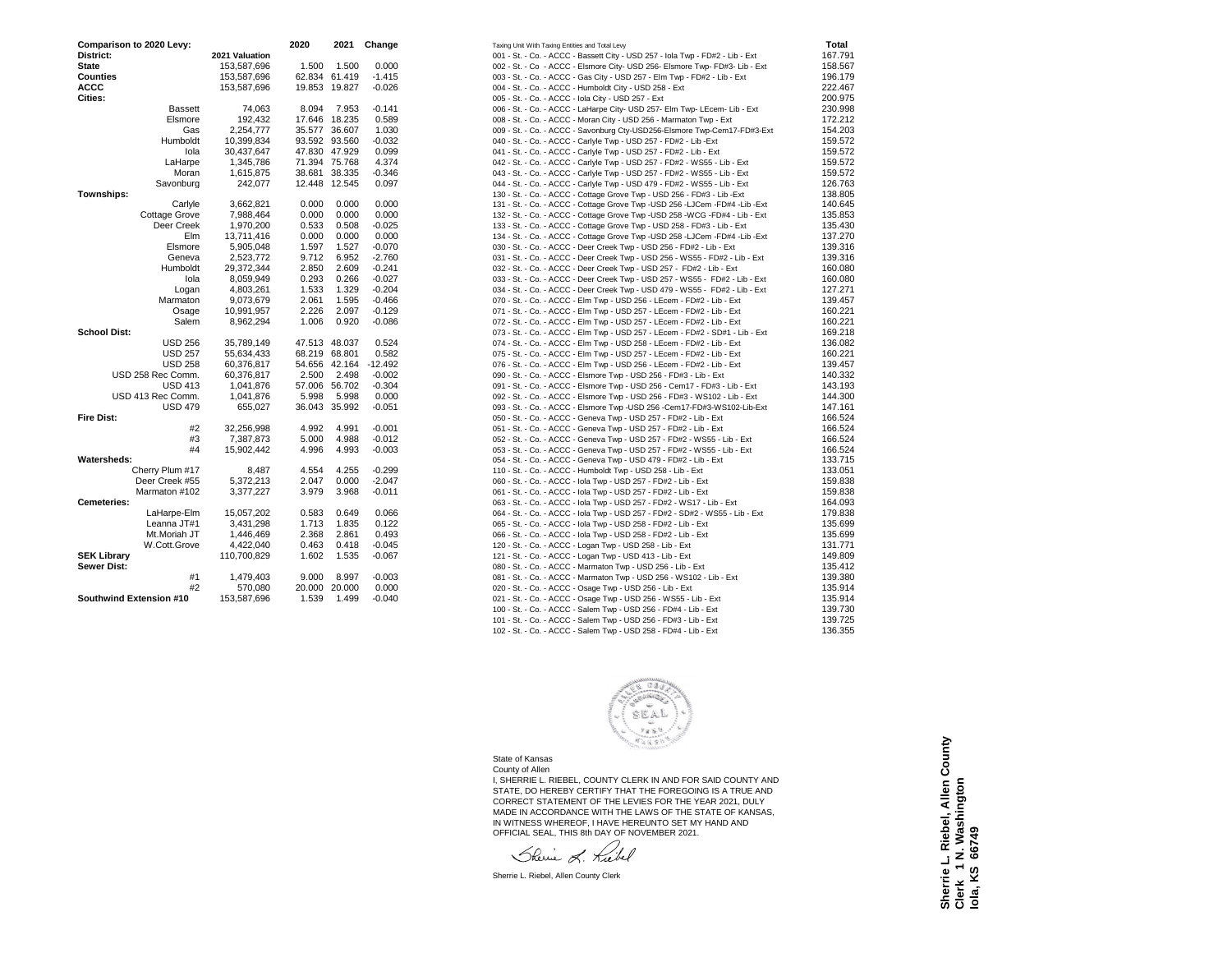| Comparison to 2020 Levy: | | 2020 | 2021 | Change |
|---|---|---|---|---|
| **District:** | 2021 Valuation | | | |
| **State** | 153,587,696 | 1.500 | 1.500 | 0.000 |
| **Counties** | 153,587,696 | 62.834 | 61.419 | -1.415 |
| **ACCC** | 153,587,696 | 19.853 | 19.827 | -0.026 |
| **Cities:** | | | | |
| Bassett | 74,063 | 8.094 | 7.953 | -0.141 |
| Elsmore | 192,432 | 17.646 | 18.235 | 0.589 |
| Gas | 2,254,777 | 35.577 | 36.607 | 1.030 |
| Humboldt | 10,399,834 | 93.592 | 93.560 | -0.032 |
| Iola | 30,437,647 | 47.830 | 47.929 | 0.099 |
| LaHarpe | 1,345,786 | 71.394 | 75.768 | 4.374 |
| Moran | 1,615,875 | 38.681 | 38.335 | -0.346 |
| Savonburg | 242,077 | 12.448 | 12.545 | 0.097 |
| **Townships:** | | | | |
| Carlyle | 3,662,821 | 0.000 | 0.000 | 0.000 |
| Cottage Grove | 7,988,464 | 0.000 | 0.000 | 0.000 |
| Deer Creek | 1,970,200 | 0.533 | 0.508 | -0.025 |
| Elm | 13,711,416 | 0.000 | 0.000 | 0.000 |
| Elsmore | 5,905,048 | 1.597 | 1.527 | -0.070 |
| Geneva | 2,523,772 | 9.712 | 6.952 | -2.760 |
| Humboldt | 29,372,344 | 2.850 | 2.609 | -0.241 |
| Iola | 8,059,949 | 0.293 | 0.266 | -0.027 |
| Logan | 4,803,261 | 1.533 | 1.329 | -0.204 |
| Marmaton | 9,073,679 | 2.061 | 1.595 | -0.466 |
| Osage | 10,991,957 | 2.226 | 2.097 | -0.129 |
| Salem | 8,962,294 | 1.006 | 0.920 | -0.086 |
| **School Dist:** | | | | |
| USD 256 | 35,789,149 | 47.513 | 48.037 | 0.524 |
| USD 257 | 55,634,433 | 68.219 | 68.801 | 0.582 |
| USD 258 | 60,376,817 | 54.656 | 42.164 | -12.492 |
| USD 258 Rec Comm. | 60,376,817 | 2.500 | 2.498 | -0.002 |
| USD 413 | 1,041,876 | 57.006 | 56.702 | -0.304 |
| USD 413 Rec Comm. | 1,041,876 | 5.998 | 5.998 | 0.000 |
| USD 479 | 655,027 | 36.043 | 35.992 | -0.051 |
| **Fire Dist:** | | | | |
| #2 | 32,256,998 | 4.992 | 4.991 | -0.001 |
| #3 | 7,387,873 | 5.000 | 4.988 | -0.012 |
| #4 | 15,902,442 | 4.996 | 4.993 | -0.003 |
| **Watersheds:** | | | | |
| Cherry Plum #17 | 8,487 | 4.554 | 4.255 | -0.299 |
| Deer Creek #55 | 5,372,213 | 2.047 | 0.000 | -2.047 |
| Marmaton #102 | 3,377,227 | 3.979 | 3.968 | -0.011 |
| **Cemeteries:** | | | | |
| LaHarpe-Elm | 15,057,202 | 0.583 | 0.649 | 0.066 |
| Leanna JT#1 | 3,431,298 | 1.713 | 1.835 | 0.122 |
| Mt.Moriah JT | 1,446,469 | 2.368 | 2.861 | 0.493 |
| W.Cott.Grove | 4,422,040 | 0.463 | 0.418 | -0.045 |
| **SEK Library** | 110,700,829 | 1.602 | 1.535 | -0.067 |
| **Sewer Dist:** | | | | |
| #1 | 1,479,403 | 9.000 | 8.997 | -0.003 |
| #2 | 570,080 | 20.000 | 20.000 | 0.000 |
| **Southwind Extension #10** | 153,587,696 | 1.539 | 1.499 | -0.040 |

| Taxing Unit With Taxing Entities and Total Levy | Total |
|---|---|
| 001 - St. - Co. - ACCC - Bassett City - USD 257 - Iola Twp - FD#2 - Lib - Ext | 167.791 |
| 002 - St. - Co. - ACCC - Elsmore City- USD 256- Elsmore Twp- FD#3- Lib - Ext | 158.567 |
| 003 - St. - Co. - ACCC - Gas City - USD 257 - Elm Twp - FD#2 - Lib - Ext | 196.179 |
| 004 - St. - Co. - ACCC - Humboldt City - USD 258 - Ext | 222.467 |
| 005 - St. - Co. - ACCC - Iola City - USD 257 - Ext | 200.975 |
| 006 - St. - Co. - ACCC - LaHarpe City- USD 257- Elm Twp- LEcem- Lib - Ext | 230.998 |
| 008 - St. - Co. - ACCC - Moran City - USD 256 - Marmaton Twp - Ext | 172.212 |
| 009 - St. - Co. - ACCC - Savonburg Cty-USD256-Elsmore Twp-Cem17-FD#3-Ext | 154.203 |
| 040 - St. - Co. - ACCC - Carlyle Twp - USD 257 - FD#2 - Lib -Ext | 159.572 |
| 041 - St. - Co. - ACCC - Carlyle Twp - USD 257 - FD#2 - Lib - Ext | 159.572 |
| 042 - St. - Co. - ACCC - Carlyle Twp - USD 257 - FD#2 - WS55 - Lib - Ext | 159.572 |
| 043 - St. - Co. - ACCC - Carlyle Twp - USD 257 - FD#2 - WS55 - Lib - Ext | 159.572 |
| 044 - St. - Co. - ACCC - Carlyle Twp - USD 479 - FD#2 - WS55 - Lib - Ext | 126.763 |
| 130 - St. - Co. - ACCC - Cottage Grove Twp - USD 256 - FD#3 - Lib -Ext | 138.805 |
| 131 - St. - Co. - ACCC - Cottage Grove Twp -USD 256 -LJCem -FD#4 -Lib -Ext | 140.645 |
| 132 - St. - Co. - ACCC - Cottage Grove Twp -USD 258 -WCG -FD#4 - Lib - Ext | 135.853 |
| 133 - St. - Co. - ACCC - Cottage Grove Twp - USD 258 - FD#3 - Lib - Ext | 135.430 |
| 134 - St. - Co. - ACCC - Cottage Grove Twp -USD 258 -LJCem -FD#4 -Lib -Ext | 137.270 |
| 030 - St. - Co. - ACCC - Deer Creek Twp - USD 256 - FD#2 - Lib - Ext | 139.316 |
| 031 - St. - Co. - ACCC - Deer Creek Twp - USD 256 - WS55 - FD#2 - Lib - Ext | 139.316 |
| 032 - St. - Co. - ACCC - Deer Creek Twp - USD 257 - FD#2 - Lib - Ext | 160.080 |
| 033 - St. - Co. - ACCC - Deer Creek Twp - USD 257 - WS55 - FD#2 - Lib - Ext | 160.080 |
| 034 - St. - Co. - ACCC - Deer Creek Twp - USD 479 - WS55 - FD#2 - Lib - Ext | 127.271 |
| 070 - St. - Co. - ACCC - Elm Twp - USD 256 - LEcem - FD#2 - Lib - Ext | 139.457 |
| 071 - St. - Co. - ACCC - Elm Twp - USD 257 - LEcem - FD#2 - Lib - Ext | 160.221 |
| 072 - St. - Co. - ACCC - Elm Twp - USD 257 - LEcem - FD#2 - Lib - Ext | 160.221 |
| 073 - St. - Co. - ACCC - Elm Twp - USD 257 - LEcem - FD#2 - SD#1 - Lib - Ext | 169.218 |
| 074 - St. - Co. - ACCC - Elm Twp - USD 258 - LEcem - FD#2 - Lib - Ext | 136.082 |
| 075 - St. - Co. - ACCC - Elm Twp - USD 257 - LEcem - FD#2 - Lib - Ext | 160.221 |
| 076 - St. - Co. - ACCC - Elm Twp - USD 256 - LEcem - FD#2 - Lib - Ext | 139.457 |
| 090 - St. - Co. - ACCC - Elsmore Twp - USD 256 - FD#3 - Lib - Ext | 140.332 |
| 091 - St. - Co. - ACCC - Elsmore Twp - USD 256 - Cem17 - FD#3 - Lib - Ext | 143.193 |
| 092 - St. - Co. - ACCC - Elsmore Twp - USD 256 - FD#3 - WS102 - Lib - Ext | 144.300 |
| 093 - St. - Co. - ACCC - Elsmore Twp -USD 256 -Cem17-FD#3-WS102-Lib-Ext | 147.161 |
| 050 - St. - Co. - ACCC - Geneva Twp - USD 257 - FD#2 - Lib - Ext | 166.524 |
| 051 - St. - Co. - ACCC - Geneva Twp - USD 257 - FD#2 - Lib - Ext | 166.524 |
| 052 - St. - Co. - ACCC - Geneva Twp - USD 257 - FD#2 - WS55 - Lib - Ext | 166.524 |
| 053 - St. - Co. - ACCC - Geneva Twp - USD 257 - FD#2 - WS55 - Lib - Ext | 166.524 |
| 054 - St. - Co. - ACCC - Geneva Twp - USD 479 - FD#2 - Lib - Ext | 133.715 |
| 110 - St. - Co. - ACCC - Humboldt Twp - USD 258 - Lib - Ext | 133.051 |
| 060 - St. - Co. - ACCC - Iola Twp - USD 257 - FD#2 - Lib - Ext | 159.838 |
| 061 - St. - Co. - ACCC - Iola Twp - USD 257 - FD#2 - Lib - Ext | 159.838 |
| 063 - St. - Co. - ACCC - Iola Twp - USD 257 - FD#2 - WS17 - Lib - Ext | 164.093 |
| 064 - St. - Co. - ACCC - Iola Twp - USD 257 - FD#2 - SD#2 - WS55 - Lib - Ext | 179.838 |
| 065 - St. - Co. - ACCC - Iola Twp - USD 258 - FD#2 - Lib - Ext | 135.699 |
| 066 - St. - Co. - ACCC - Iola Twp - USD 258 - FD#2 - Lib - Ext | 135.699 |
| 120 - St. - Co. - ACCC - Logan Twp - USD 258 - Lib - Ext | 131.771 |
| 121 - St. - Co. - ACCC - Logan Twp - USD 413 - Lib - Ext | 149.809 |
| 080 - St. - Co. - ACCC - Marmaton Twp - USD 256 - Lib - Ext | 135.412 |
| 081 - St. - Co. - ACCC - Marmaton Twp - USD 256 - WS102 - Lib - Ext | 139.380 |
| 020 - St. - Co. - ACCC - Osage Twp - USD 256 - Lib - Ext | 135.914 |
| 021 - St. - Co. - ACCC - Osage Twp - USD 256 - WS55 - Lib - Ext | 135.914 |
| 100 - St. - Co. - ACCC - Salem Twp - USD 256 - FD#4 - Lib - Ext | 139.730 |
| 101 - St. - Co. - ACCC - Salem Twp - USD 256 - FD#3 - Lib - Ext | 139.725 |
| 102 - St. - Co. - ACCC - Salem Twp - USD 258 - FD#4 - Lib - Ext | 136.355 |

State of Kansas
County of Allen
I, SHERRIE L. RIEBEL, COUNTY CLERK IN AND FOR SAID COUNTY AND STATE, DO HEREBY CERTIFY THAT THE FOREGOING IS A TRUE AND CORRECT STATEMENT OF THE LEVIES FOR THE YEAR 2021, DULY MADE IN ACCORDANCE WITH THE LAWS OF THE STATE OF KANSAS, IN WITNESS WHEREOF, I HAVE HEREUNTO SET MY HAND AND OFFICIAL SEAL, THIS 8th DAY OF NOVEMBER 2021.

Sherrie L. Riebel

Sherrie L. Riebel, Allen County Clerk

**Sherrie L. Riebel, Allen County Clerk 1 N. Washington Iola, KS 66749**